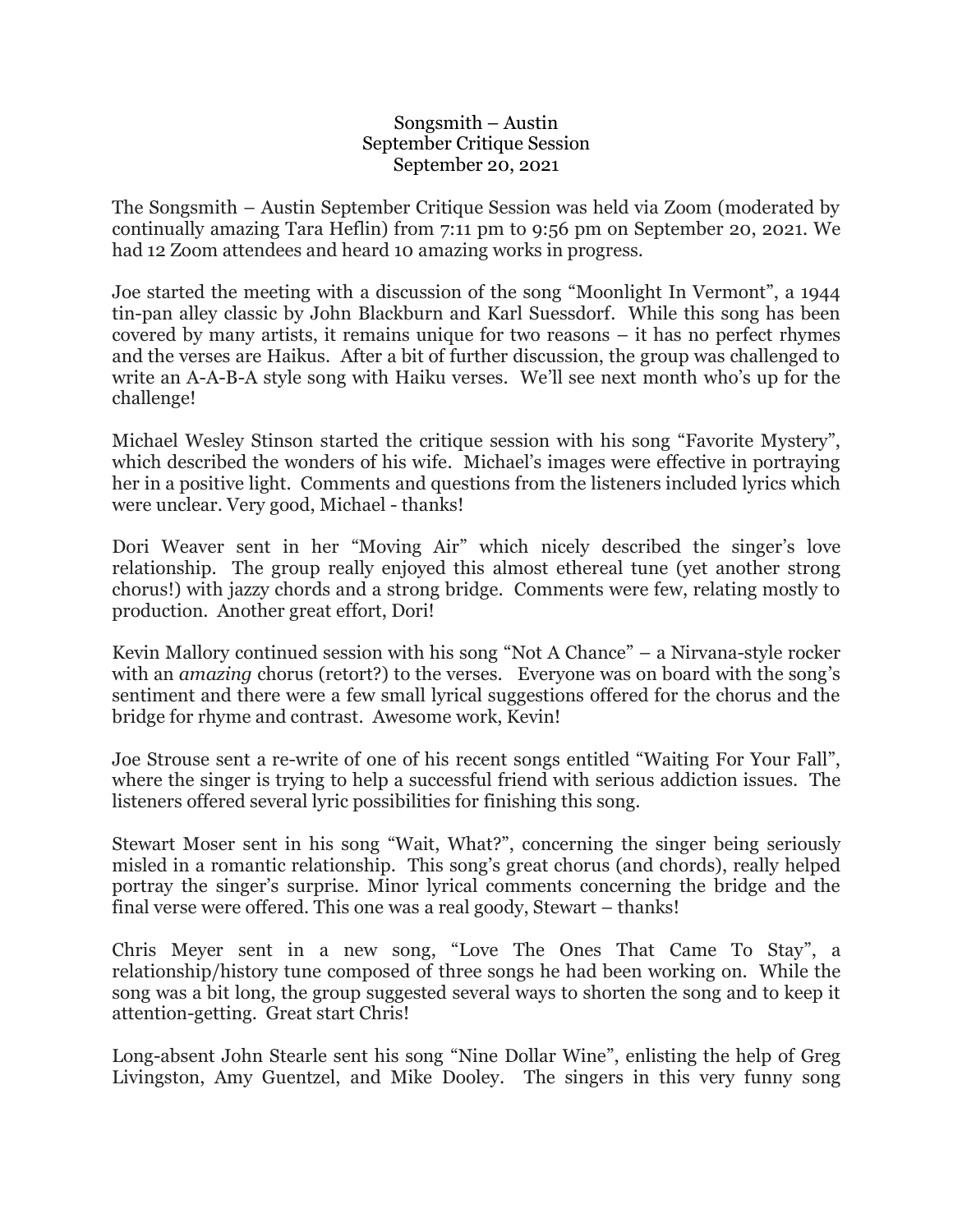# Songsmith – Austin
## September Critique Session
### September 20, 2021

The Songsmith – Austin September Critique Session was held via Zoom (moderated by continually amazing Tara Heflin) from 7:11 pm to 9:56 pm on September 20, 2021. We had 12 Zoom attendees and heard 10 amazing works in progress.

Joe started the meeting with a discussion of the song "Moonlight In Vermont", a 1944 tin-pan alley classic by John Blackburn and Karl Suessdorf. While this song has been covered by many artists, it remains unique for two reasons – it has no perfect rhymes and the verses are Haikus. After a bit of further discussion, the group was challenged to write an A-A-B-A style song with Haiku verses. We'll see next month who's up for the challenge!

Michael Wesley Stinson started the critique session with his song "Favorite Mystery", which described the wonders of his wife. Michael's images were effective in portraying her in a positive light. Comments and questions from the listeners included lyrics which were unclear. Very good, Michael - thanks!

Dori Weaver sent in her "Moving Air" which nicely described the singer's love relationship. The group really enjoyed this almost ethereal tune (yet another strong chorus!) with jazzy chords and a strong bridge. Comments were few, relating mostly to production. Another great effort, Dori!

Kevin Mallory continued session with his song "Not A Chance" – a Nirvana-style rocker with an *amazing* chorus (retort?) to the verses. Everyone was on board with the song's sentiment and there were a few small lyrical suggestions offered for the chorus and the bridge for rhyme and contrast. Awesome work, Kevin!

Joe Strouse sent a re-write of one of his recent songs entitled "Waiting For Your Fall", where the singer is trying to help a successful friend with serious addiction issues. The listeners offered several lyric possibilities for finishing this song.

Stewart Moser sent in his song "Wait, What?", concerning the singer being seriously misled in a romantic relationship. This song's great chorus (and chords), really helped portray the singer's surprise. Minor lyrical comments concerning the bridge and the final verse were offered. This one was a real goody, Stewart – thanks!

Chris Meyer sent in a new song, "Love The Ones That Came To Stay", a relationship/history tune composed of three songs he had been working on. While the song was a bit long, the group suggested several ways to shorten the song and to keep it attention-getting. Great start Chris!

Long-absent John Stearle sent his song "Nine Dollar Wine", enlisting the help of Greg Livingston, Amy Guentzel, and Mike Dooley. The singers in this very funny song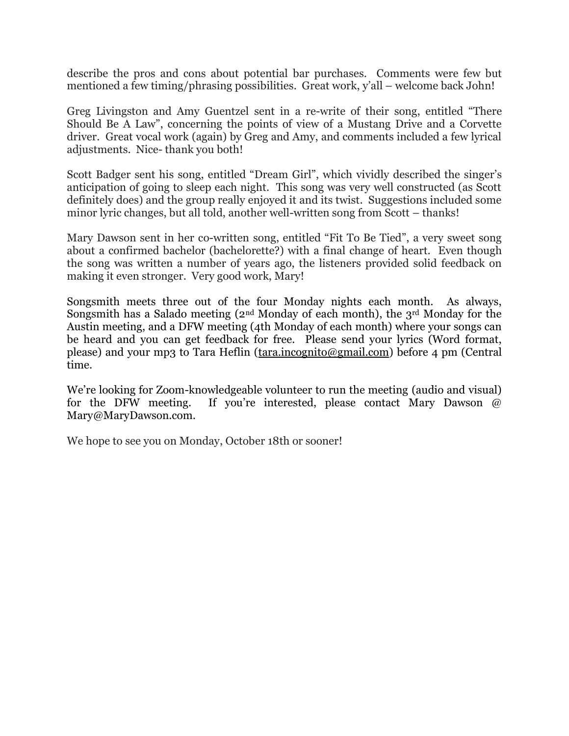describe the pros and cons about potential bar purchases. Comments were few but mentioned a few timing/phrasing possibilities. Great work, y'all – welcome back John!

Greg Livingston and Amy Guentzel sent in a re-write of their song, entitled "There Should Be A Law", concerning the points of view of a Mustang Drive and a Corvette driver. Great vocal work (again) by Greg and Amy, and comments included a few lyrical adjustments. Nice- thank you both!

Scott Badger sent his song, entitled "Dream Girl", which vividly described the singer's anticipation of going to sleep each night. This song was very well constructed (as Scott definitely does) and the group really enjoyed it and its twist. Suggestions included some minor lyric changes, but all told, another well-written song from Scott – thanks!

Mary Dawson sent in her co-written song, entitled "Fit To Be Tied", a very sweet song about a confirmed bachelor (bachelorette?) with a final change of heart. Even though the song was written a number of years ago, the listeners provided solid feedback on making it even stronger. Very good work, Mary!

Songsmith meets three out of the four Monday nights each month. As always, Songsmith has a Salado meeting (2nd Monday of each month), the 3rd Monday for the Austin meeting, and a DFW meeting (4th Monday of each month) where your songs can be heard and you can get feedback for free. Please send your lyrics (Word format, please) and your mp3 to Tara Heflin (tara.incognito@gmail.com) before 4 pm (Central time.

We're looking for Zoom-knowledgeable volunteer to run the meeting (audio and visual) for the DFW meeting. If you're interested, please contact Mary Dawson @ Mary@MaryDawson.com.

We hope to see you on Monday, October 18th or sooner!